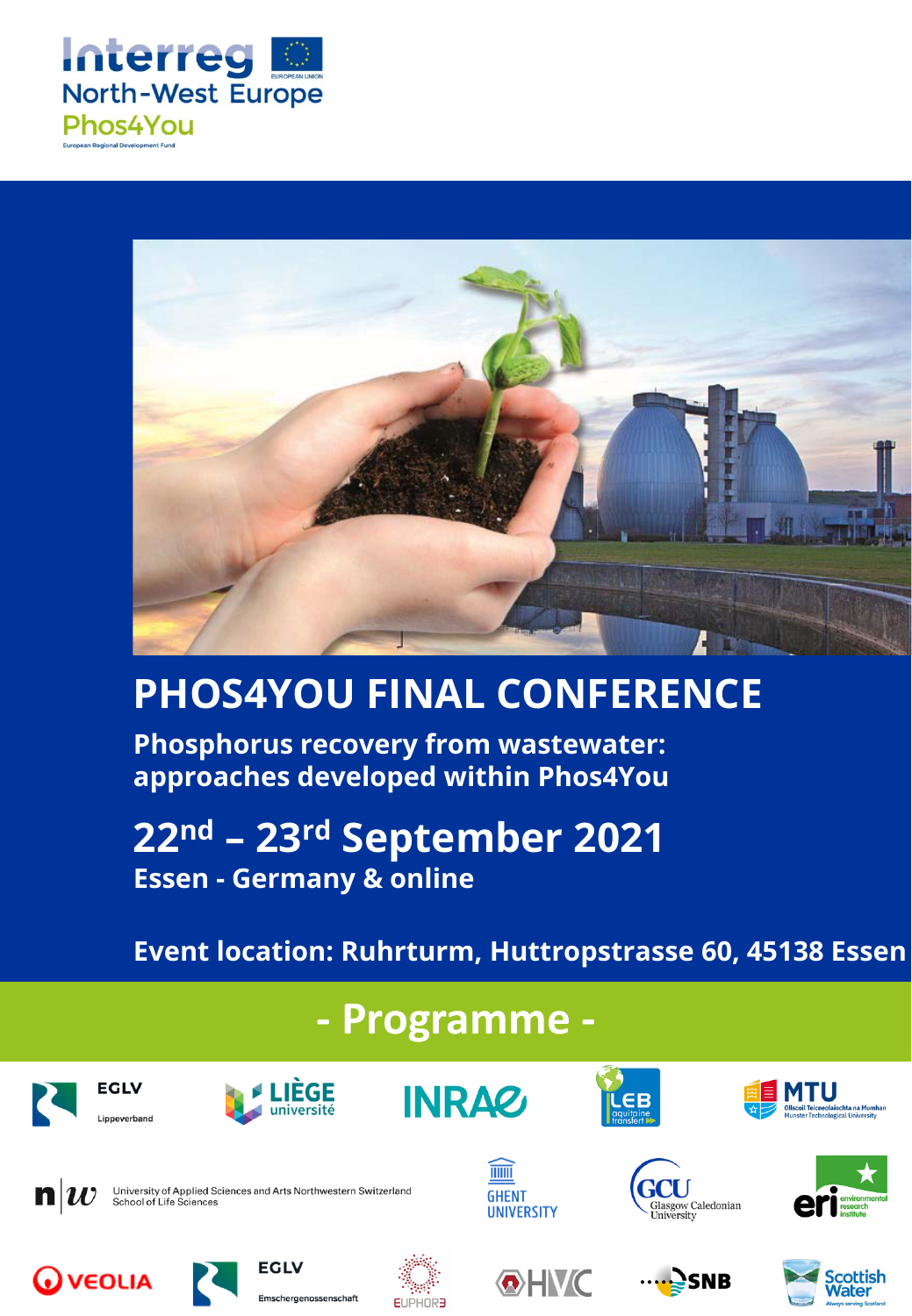Interreg North-West Europe Phos4You

European Regional Development Fund

# PHOS4YOU FINAL CONFERENCE

## Phosphorus recovery from wastewater: approaches developed within Phos4You

## 22nd – 23rd September 2021

**Essen - Germany & online**

**Event location: Ruhrturm, Huttropstrasse 60, 45138 Essen**

# - Programme -

EGLV Lippeverband · LIÈGE université · INRAE · LEB aquitaine transfert · MTU Ollscoil Teicneolaíochta na Mumhan Munster Technological University · n|w University of Applied Sciences and Arts Northwestern Switzerland School of Life Sciences · GHENT UNIVERSITY · GCU Glasgow Caledonian University · eri environmental research institute · VEOLIA · EGLV Emschergenossenschaft · EUPHORE · HVC · SNB · Scottish Water Always serving Scotland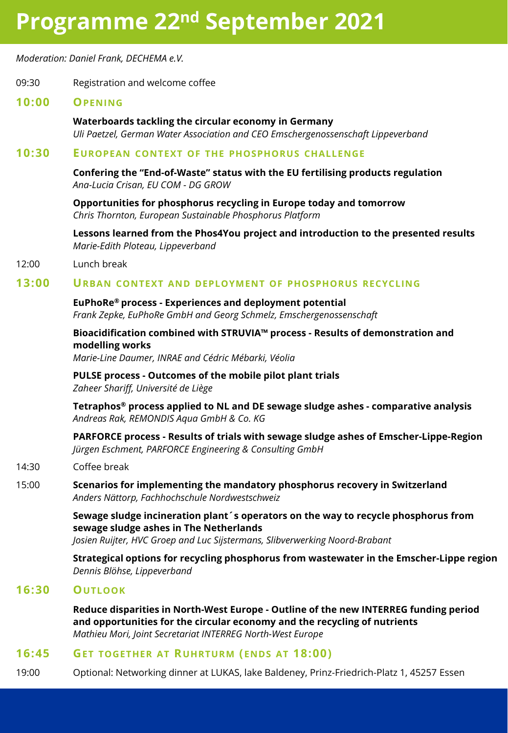# Programme 22nd September 2021

*Moderation: Daniel Frank, DECHEMA e.V.*

09:30 Registration and welcome coffee

## 10:00 Opening

**Waterboards tackling the circular economy in Germany**
*Uli Paetzel, German Water Association and CEO Emschergenossenschaft Lippeverband*

## 10:30 European context of the phosphorus challenge

**Confering the "End-of-Waste" status with the EU fertilising products regulation**
*Ana-Lucia Crisan, EU COM - DG GROW*

**Opportunities for phosphorus recycling in Europe today and tomorrow**
*Chris Thornton, European Sustainable Phosphorus Platform*

**Lessons learned from the Phos4You project and introduction to the presented results**
*Marie-Edith Ploteau, Lippeverband*

12:00 Lunch break

## 13:00 Urban context and deployment of phosphorus recycling

**EuPhoRe® process - Experiences and deployment potential**
*Frank Zepke, EuPhoRe GmbH and Georg Schmelz, Emschergenossenschaft*

**Bioacidification combined with STRUVIA™ process - Results of demonstration and modelling works**
*Marie-Line Daumer, INRAE and Cédric Mébarki, Véolia*

**PULSE process - Outcomes of the mobile pilot plant trials**
*Zaheer Shariff, Université de Liège*

**Tetraphos® process applied to NL and DE sewage sludge ashes - comparative analysis**
*Andreas Rak, REMONDIS Aqua GmbH & Co. KG*

**PARFORCE process - Results of trials with sewage sludge ashes of Emscher-Lippe-Region**
*Jürgen Eschment, PARFORCE Engineering & Consulting GmbH*

14:30 Coffee break

15:00 **Scenarios for implementing the mandatory phosphorus recovery in Switzerland**
*Anders Nättorp, Fachhochschule Nordwestschweiz*

**Sewage sludge incineration plant´s operators on the way to recycle phosphorus from sewage sludge ashes in The Netherlands**
*Josien Ruijter, HVC Groep and Luc Sijstermans, Slibverwerking Noord-Brabant*

**Strategical options for recycling phosphorus from wastewater in the Emscher-Lippe region**
*Dennis Blöhse, Lippeverband*

## 16:30 Outlook

**Reduce disparities in North-West Europe - Outline of the new INTERREG funding period and opportunities for the circular economy and the recycling of nutrients**
*Mathieu Mori, Joint Secretariat INTERREG North-West Europe*

## 16:45 Get together at Ruhrturm (ends at 18:00)

19:00 Optional: Networking dinner at LUKAS, lake Baldeney, Prinz-Friedrich-Platz 1, 45257 Essen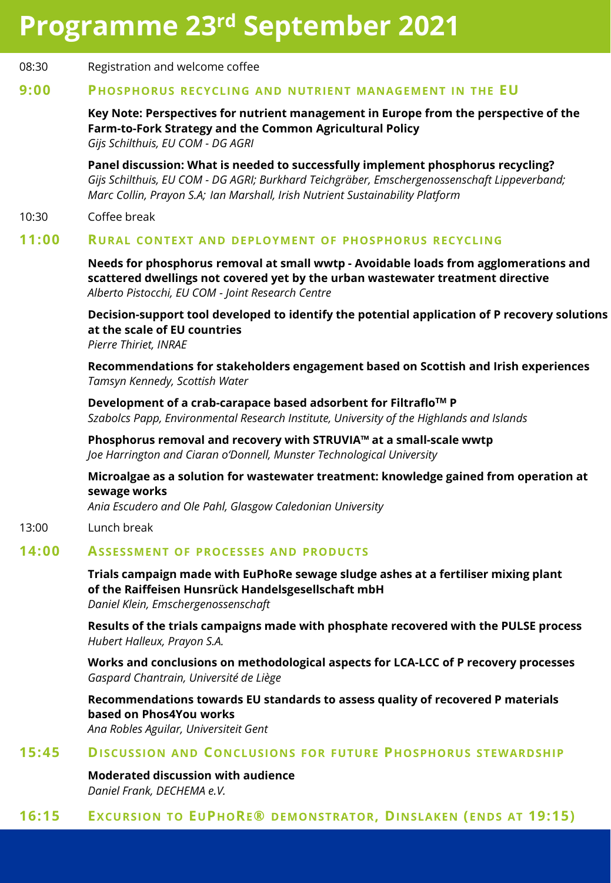# Programme 23rd September 2021

08:30 Registration and welcome coffee

## 9:00 Phosphorus recycling and nutrient management in the EU

**Key Note: Perspectives for nutrient management in Europe from the perspective of the Farm-to-Fork Strategy and the Common Agricultural Policy**
*Gijs Schilthuis, EU COM - DG AGRI*

**Panel discussion: What is needed to successfully implement phosphorus recycling?**
*Gijs Schilthuis, EU COM - DG AGRI; Burkhard Teichgräber, Emschergenossenschaft Lippeverband; Marc Collin, Prayon S.A; Ian Marshall, Irish Nutrient Sustainability Platform*

10:30 Coffee break

## 11:00 Rural context and deployment of phosphorus recycling

**Needs for phosphorus removal at small wwtp - Avoidable loads from agglomerations and scattered dwellings not covered yet by the urban wastewater treatment directive**
*Alberto Pistocchi, EU COM - Joint Research Centre*

**Decision-support tool developed to identify the potential application of P recovery solutions at the scale of EU countries**
*Pierre Thiriet, INRAE*

**Recommendations for stakeholders engagement based on Scottish and Irish experiences**
*Tamsyn Kennedy, Scottish Water*

**Development of a crab-carapace based adsorbent for Filtraflo™ P**
*Szabolcs Papp, Environmental Research Institute, University of the Highlands and Islands*

**Phosphorus removal and recovery with STRUVIA™ at a small-scale wwtp**
*Joe Harrington and Ciaran o'Donnell, Munster Technological University*

**Microalgae as a solution for wastewater treatment: knowledge gained from operation at sewage works**
*Ania Escudero and Ole Pahl, Glasgow Caledonian University*

13:00 Lunch break

## 14:00 Assessment of processes and products

**Trials campaign made with EuPhoRe sewage sludge ashes at a fertiliser mixing plant of the Raiffeisen Hunsrück Handelsgesellschaft mbH**
*Daniel Klein, Emschergenossenschaft*

**Results of the trials campaigns made with phosphate recovered with the PULSE process**
*Hubert Halleux, Prayon S.A.*

**Works and conclusions on methodological aspects for LCA-LCC of P recovery processes**
*Gaspard Chantrain, Université de Liège*

**Recommendations towards EU standards to assess quality of recovered P materials based on Phos4You works**
*Ana Robles Aguilar, Universiteit Gent*

## 15:45 Discussion and Conclusions for future Phosphorus stewardship

**Moderated discussion with audience**
*Daniel Frank, DECHEMA e.V.*

## 16:15 Excursion to EuPhoRe® demonstrator, Dinslaken (ends at 19:15)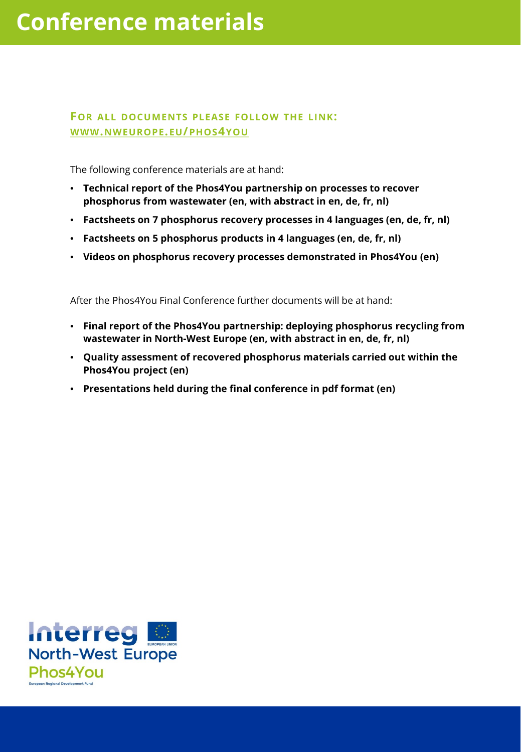# Conference materials

**FOR ALL DOCUMENTS PLEASE FOLLOW THE LINK:**
**WWW.NWEUROPE.EU/PHOS4YOU**

The following conference materials are at hand:

- **Technical report of the Phos4You partnership on processes to recover phosphorus from wastewater (en, with abstract in en, de, fr, nl)**
- **Factsheets on 7 phosphorus recovery processes in 4 languages (en, de, fr, nl)**
- **Factsheets on 5 phosphorus products in 4 languages (en, de, fr, nl)**
- **Videos on phosphorus recovery processes demonstrated in Phos4You (en)**

After the Phos4You Final Conference further documents will be at hand:

- **Final report of the Phos4You partnership: deploying phosphorus recycling from wastewater in North-West Europe (en, with abstract in en, de, fr, nl)**
- **Quality assessment of recovered phosphorus materials carried out within the Phos4You project (en)**
- **Presentations held during the final conference in pdf format (en)**

Interreg North-West Europe
Phos4You
European Regional Development Fund
EUROPEAN UNION